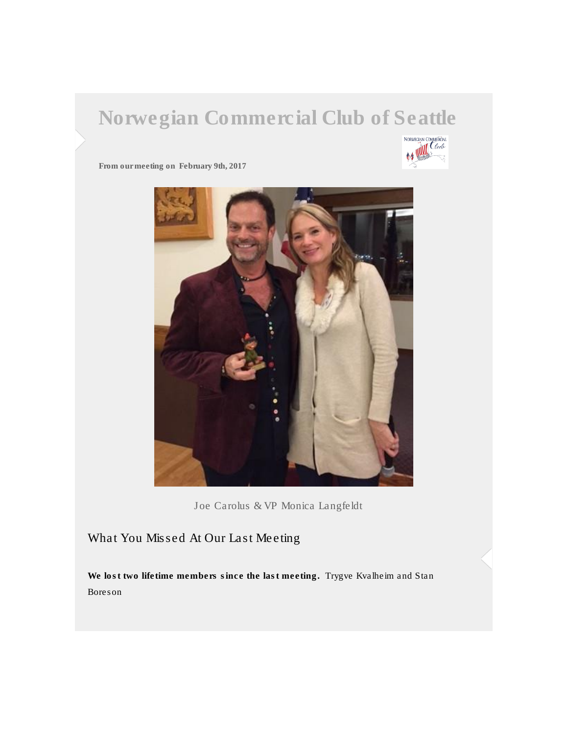# Norwegian Commercial Club of Seattle

**From our meeting on February 9th, 2017**

Joe Carolus & VP Monica Langfeldt

## What You Missed At Our Last Meeting

**We lost two lifetime members since the last meeting.** Trygve Kvalheim and Stan Boreson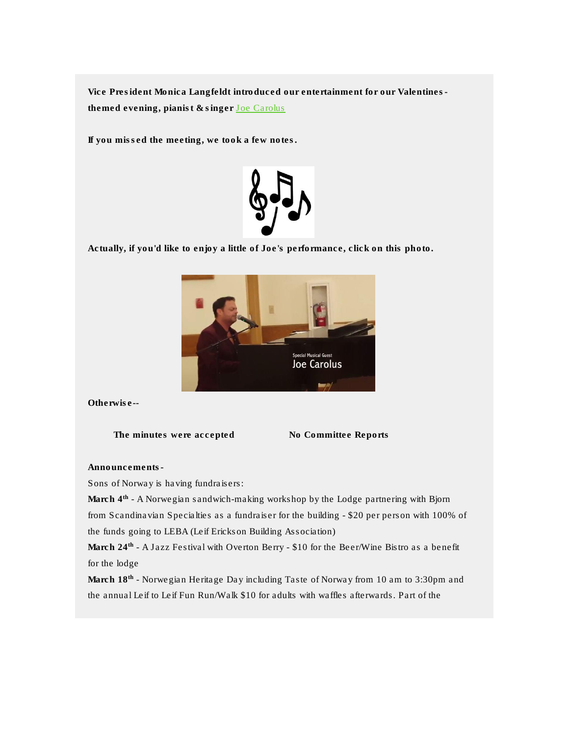**Vice President Monica Langfeldt introduced our entertainment for our Valentines-themed evening, pianist & singer** Joe Carolus

**If you missed the meeting, we took a few notes.**

**Actually, if you'd like to enjoy a little of Joe's performance, click on this photo.**

**Otherwise--**

**The minutes were accepted** **No Committee Reports**

**Announcements-**

Sons of Norway is having fundraisers:

**March 4th** - A Norwegian sandwich-making workshop by the Lodge partnering with Bjorn from Scandinavian Specialties as a fundraiser for the building - $20 per person with 100% of the funds going to LEBA (Leif Erickson Building Association)

**March 24th** - A Jazz Festival with Overton Berry - $10 for the Beer/Wine Bistro as a benefit for the lodge

**March 18th** - Norwegian Heritage Day including Taste of Norway from 10 am to 3:30pm and the annual Leif to Leif Fun Run/Walk $10 for adults with waffles afterwards. Part of the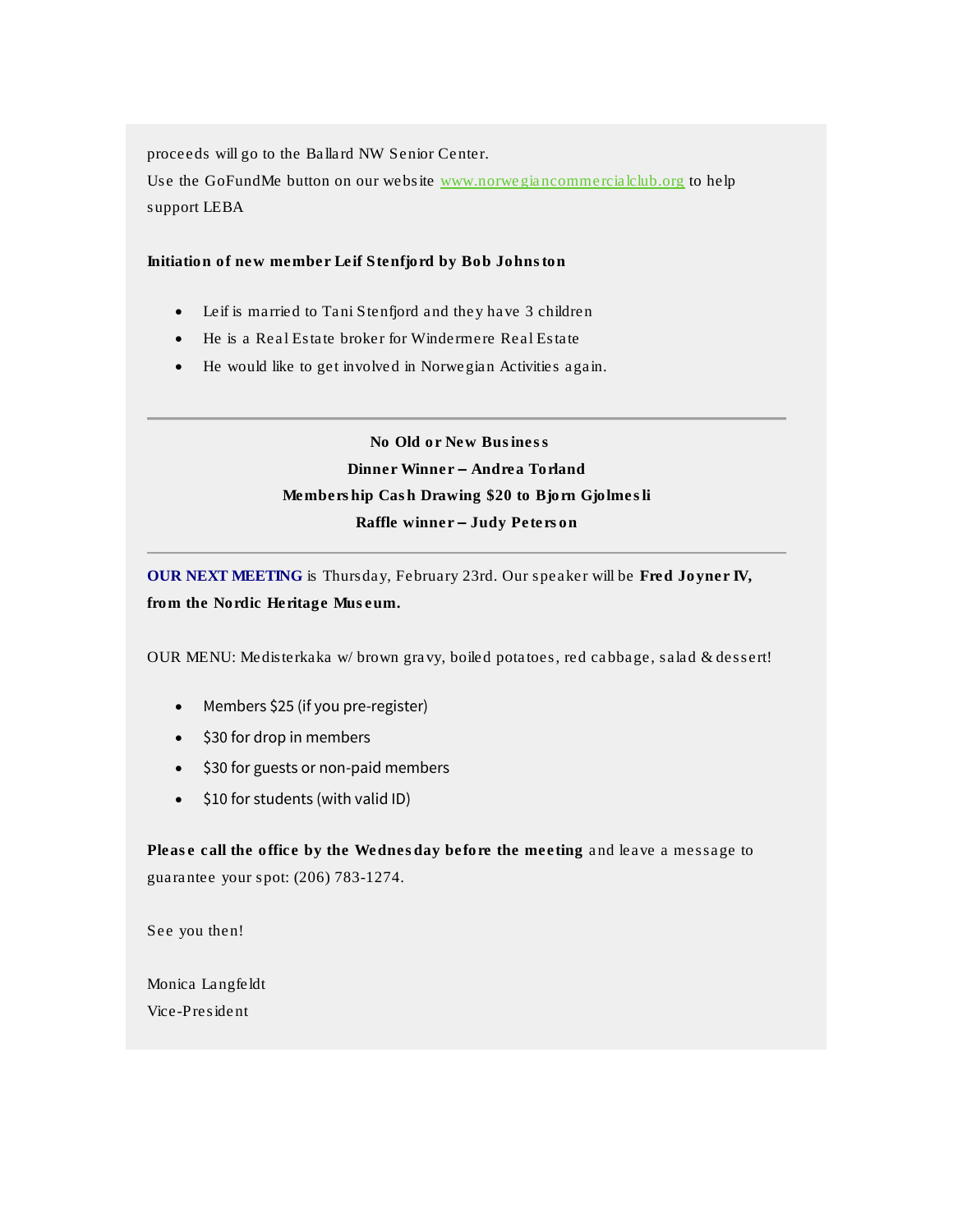proceeds will go to the Ballard NW Senior Center.
Use the GoFundMe button on our website [www.norwegiancommercialclub.org](http://www.norwegiancommercialclub.org) to help support LEBA

**Initiation of new member Leif Stenfjord by Bob Johnston**

- Leif is married to Tani Stenfjord and they have 3 children
- He is a Real Estate broker for Windermere Real Estate
- He would like to get involved in Norwegian Activities again.

---

**No Old or New Business**
**Dinner Winner – Andrea Torland**
**Membership Cash Drawing $20 to Bjorn Gjolmesli**
**Raffle winner – Judy Peterson**

---

**OUR NEXT MEETING** is Thursday, February 23rd. Our speaker will be **Fred Joyner IV, from the Nordic Heritage Museum.**

OUR MENU: Medisterkaka w/ brown gravy, boiled potatoes, red cabbage, salad & dessert!

- Members $25 (if you pre-register)
- $30 for drop in members
- $30 for guests or non-paid members
- $10 for students (with valid ID)

**Please call the office by the Wednesday before the meeting** and leave a message to guarantee your spot: (206) 783-1274.

See you then!

Monica Langfeldt
Vice-President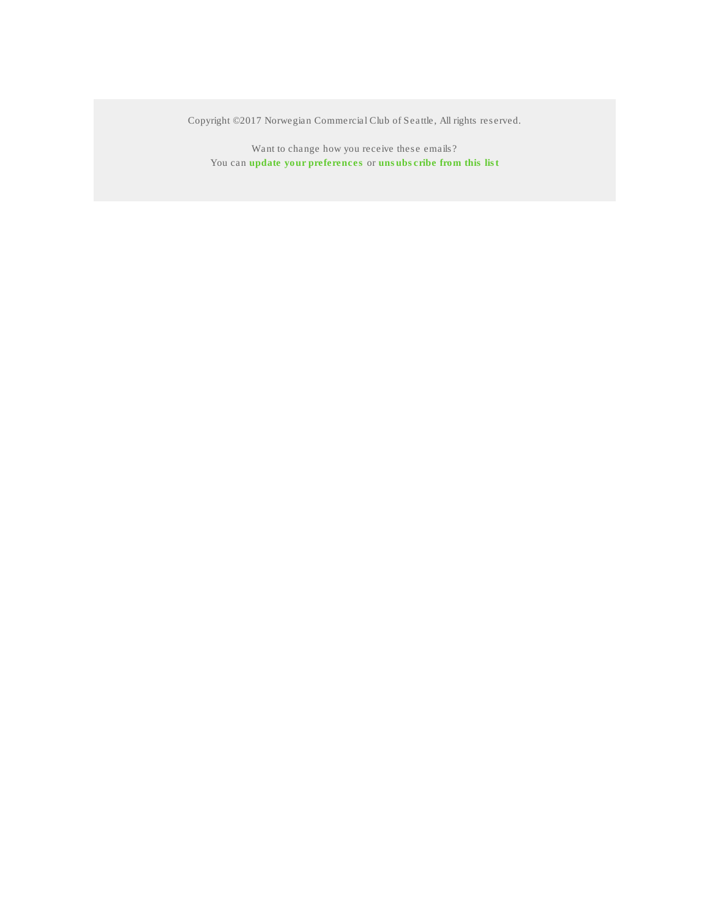Copyright ©2017 Norwegian Commercial Club of Seattle, All rights reserved.

Want to change how you receive these emails?
You can **update your preferences** or **unsubscribe from this list**